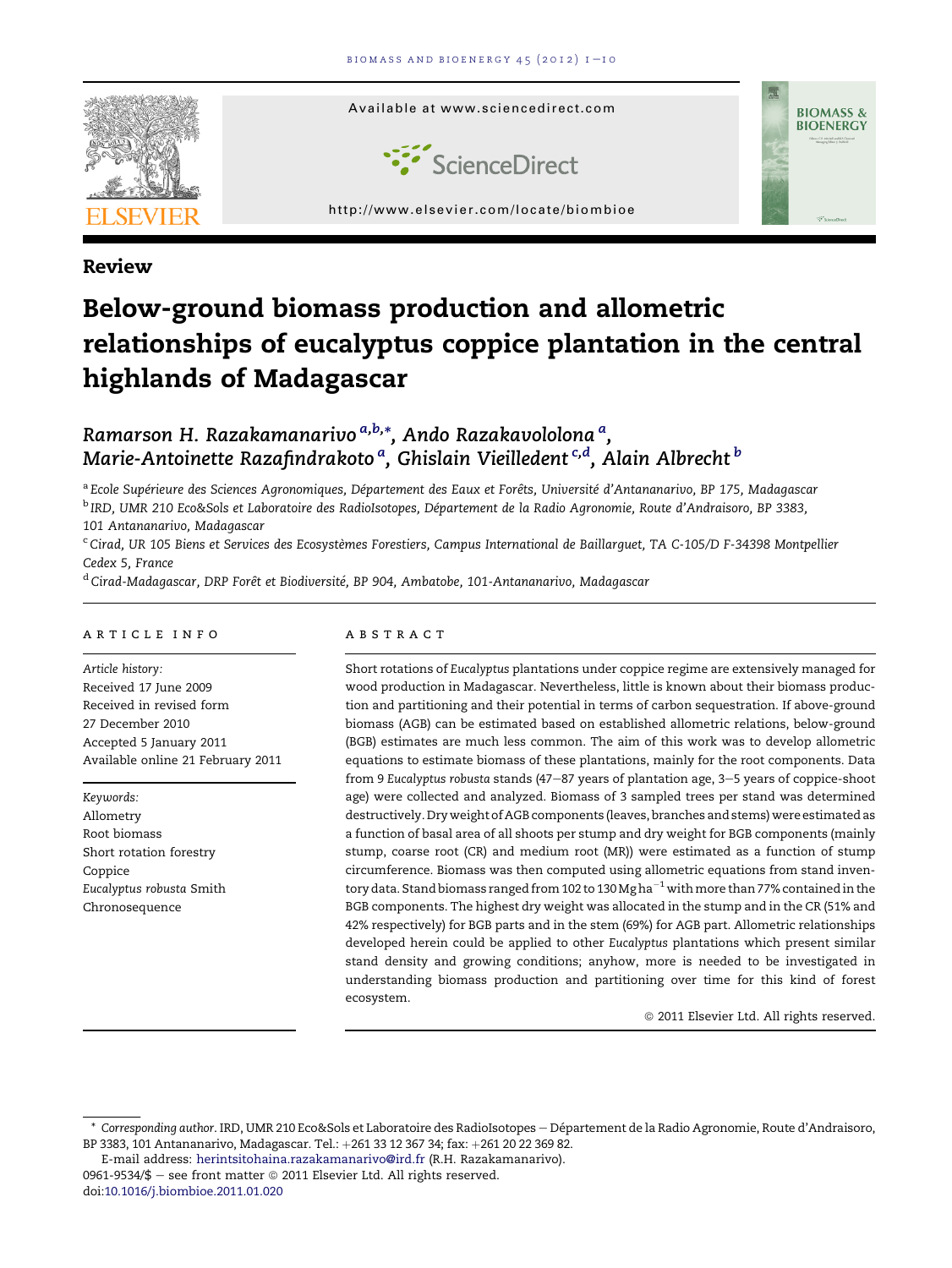Available at www.sciencedirect.com

ScienceDirect

http://www.elsevier.com/locate/biombioe

Review

# Below-ground biomass production and allometric relationships of eucalyptus coppice plantation in the central highlands of Madagascar

*Ramarson H. Razakamanarivo* [a,b,*], *Ando Razakavololona* [a], *Marie-Antoinette Razafindrakoto* [a], *Ghislain Vieilledent* [c,d], *Alain Albrecht* [b]

[a] *Ecole Supérieure des Sciences Agronomiques, Département des Eaux et Forêts, Université d'Antananarivo, BP 175, Madagascar*

[b] *IRD, UMR 210 Eco&Sols et Laboratoire des RadioIsotopes, Département de la Radio Agronomie, Route d'Andraisoro, BP 3383, 101 Antananarivo, Madagascar*

[c] *Cirad, UR 105 Biens et Services des Ecosystèmes Forestiers, Campus International de Baillarguet, TA C-105/D F-34398 Montpellier Cedex 5, France*

[d] *Cirad-Madagascar, DRP Forêt et Biodiversité, BP 904, Ambatobe, 101-Antananarivo, Madagascar*

## ARTICLE INFO

*Article history:*
Received 17 June 2009
Received in revised form
27 December 2010
Accepted 5 January 2011
Available online 21 February 2011

*Keywords:*
Allometry
Root biomass
Short rotation forestry
Coppice
*Eucalyptus robusta* Smith
Chronosequence

## ABSTRACT

Short rotations of *Eucalyptus* plantations under coppice regime are extensively managed for wood production in Madagascar. Nevertheless, little is known about their biomass production and partitioning and their potential in terms of carbon sequestration. If above-ground biomass (AGB) can be estimated based on established allometric relations, below-ground (BGB) estimates are much less common. The aim of this work was to develop allometric equations to estimate biomass of these plantations, mainly for the root components. Data from 9 *Eucalyptus robusta* stands (47–87 years of plantation age, 3–5 years of coppice-shoot age) were collected and analyzed. Biomass of 3 sampled trees per stand was determined destructively. Dry weight of AGB components (leaves, branches and stems) were estimated as a function of basal area of all shoots per stump and dry weight for BGB components (mainly stump, coarse root (CR) and medium root (MR)) were estimated as a function of stump circumference. Biomass was then computed using allometric equations from stand inventory data. Stand biomass ranged from 102 to 130 Mg ha$^{-1}$ with more than 77% contained in the BGB components. The highest dry weight was allocated in the stump and in the CR (51% and 42% respectively) for BGB parts and in the stem (69%) for AGB part. Allometric relationships developed herein could be applied to other *Eucalyptus* plantations which present similar stand density and growing conditions; anyhow, more is needed to be investigated in understanding biomass production and partitioning over time for this kind of forest ecosystem.

© 2011 Elsevier Ltd. All rights reserved.

---

\* *Corresponding author*. IRD, UMR 210 Eco&Sols et Laboratoire des RadioIsotopes – Département de la Radio Agronomie, Route d'Andraisoro, BP 3383, 101 Antananarivo, Madagascar. Tel.: +261 33 12 367 34; fax: +261 20 22 369 82.
E-mail address: herintsitohaina.razakamanarivo@ird.fr (R.H. Razakamanarivo).
0961-9534/$ – see front matter © 2011 Elsevier Ltd. All rights reserved.
doi:10.1016/j.biombioe.2011.01.020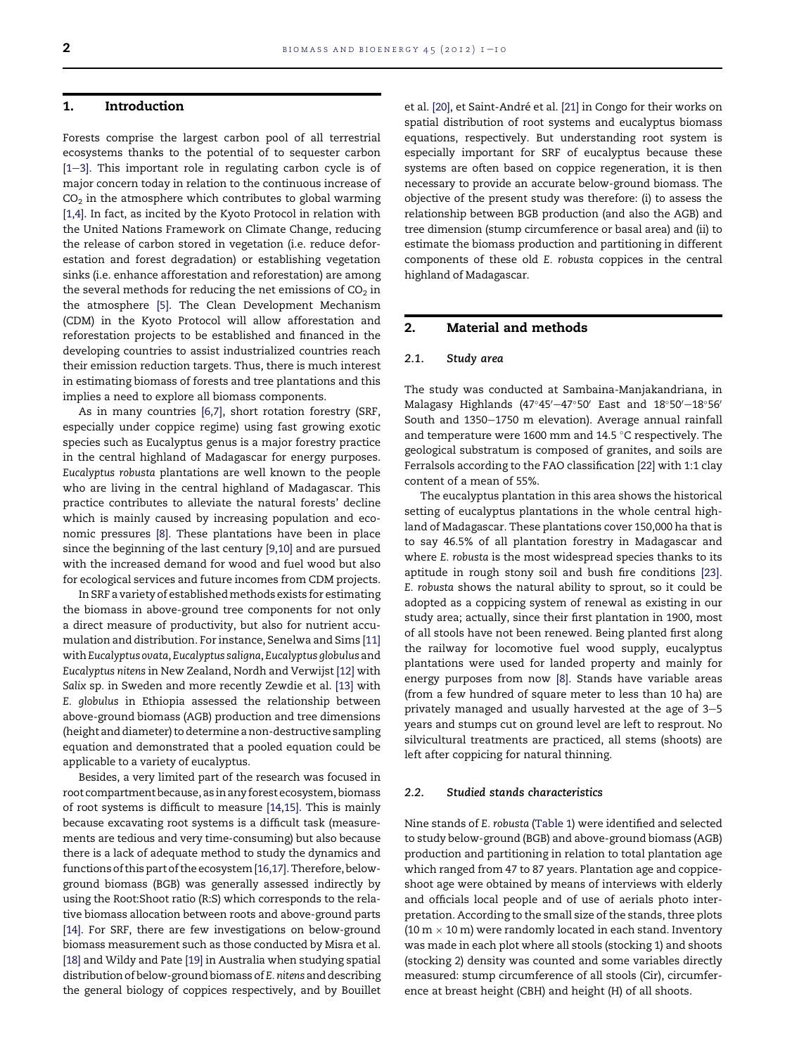## 1. Introduction

Forests comprise the largest carbon pool of all terrestrial ecosystems thanks to the potential of to sequester carbon [1–3]. This important role in regulating carbon cycle is of major concern today in relation to the continuous increase of $CO_2$ in the atmosphere which contributes to global warming [1,4]. In fact, as incited by the Kyoto Protocol in relation with the United Nations Framework on Climate Change, reducing the release of carbon stored in vegetation (i.e. reduce deforestation and forest degradation) or establishing vegetation sinks (i.e. enhance afforestation and reforestation) are among the several methods for reducing the net emissions of $CO_2$ in the atmosphere [5]. The Clean Development Mechanism (CDM) in the Kyoto Protocol will allow afforestation and reforestation projects to be established and financed in the developing countries to assist industrialized countries reach their emission reduction targets. Thus, there is much interest in estimating biomass of forests and tree plantations and this implies a need to explore all biomass components.

As in many countries [6,7], short rotation forestry (SRF, especially under coppice regime) using fast growing exotic species such as Eucalyptus genus is a major forestry practice in the central highland of Madagascar for energy purposes. *Eucalyptus robusta* plantations are well known to the people who are living in the central highland of Madagascar. This practice contributes to alleviate the natural forests' decline which is mainly caused by increasing population and economic pressures [8]. These plantations have been in place since the beginning of the last century [9,10] and are pursued with the increased demand for wood and fuel wood but also for ecological services and future incomes from CDM projects.

In SRF a variety of established methods exists for estimating the biomass in above-ground tree components for not only a direct measure of productivity, but also for nutrient accumulation and distribution. For instance, Senelwa and Sims [11] with *Eucalyptus ovata*, *Eucalyptus saligna*, *Eucalyptus globulus* and *Eucalyptus nitens* in New Zealand, Nordh and Verwijst [12] with *Salix* sp. in Sweden and more recently Zewdie et al. [13] with *E. globulus* in Ethiopia assessed the relationship between above-ground biomass (AGB) production and tree dimensions (height and diameter) to determine a non-destructive sampling equation and demonstrated that a pooled equation could be applicable to a variety of eucalyptus.

Besides, a very limited part of the research was focused in root compartment because, as in any forest ecosystem, biomass of root systems is difficult to measure [14,15]. This is mainly because excavating root systems is a difficult task (measurements are tedious and very time-consuming) but also because there is a lack of adequate method to study the dynamics and functions of this part of the ecosystem [16,17]. Therefore, below-ground biomass (BGB) was generally assessed indirectly by using the Root:Shoot ratio (R:S) which corresponds to the relative biomass allocation between roots and above-ground parts [14]. For SRF, there are few investigations on below-ground biomass measurement such as those conducted by Misra et al. [18] and Wildy and Pate [19] in Australia when studying spatial distribution of below-ground biomass of *E. nitens* and describing the general biology of coppices respectively, and by Bouillet et al. [20], et Saint-André et al. [21] in Congo for their works on spatial distribution of root systems and eucalyptus biomass equations, respectively. But understanding root system is especially important for SRF of eucalyptus because these systems are often based on coppice regeneration, it is then necessary to provide an accurate below-ground biomass. The objective of the present study was therefore: (i) to assess the relationship between BGB production (and also the AGB) and tree dimension (stump circumference or basal area) and (ii) to estimate the biomass production and partitioning in different components of these old *E. robusta* coppices in the central highland of Madagascar.

## 2. Material and methods

### 2.1. Study area

The study was conducted at Sambaina-Manjakandriana, in Malagasy Highlands (47°45′–47°50′ East and 18°50′–18°56′ South and 1350–1750 m elevation). Average annual rainfall and temperature were 1600 mm and 14.5 °C respectively. The geological substratum is composed of granites, and soils are Ferralsols according to the FAO classification [22] with 1:1 clay content of a mean of 55%.

The eucalyptus plantation in this area shows the historical setting of eucalyptus plantations in the whole central highland of Madagascar. These plantations cover 150,000 ha that is to say 46.5% of all plantation forestry in Madagascar and where *E. robusta* is the most widespread species thanks to its aptitude in rough stony soil and bush fire conditions [23]. *E. robusta* shows the natural ability to sprout, so it could be adopted as a coppicing system of renewal as existing in our study area; actually, since their first plantation in 1900, most of all stools have not been renewed. Being planted first along the railway for locomotive fuel wood supply, eucalyptus plantations were used for landed property and mainly for energy purposes from now [8]. Stands have variable areas (from a few hundred of square meter to less than 10 ha) are privately managed and usually harvested at the age of 3–5 years and stumps cut on ground level are left to resprout. No silvicultural treatments are practiced, all stems (shoots) are left after coppicing for natural thinning.

### 2.2. Studied stands characteristics

Nine stands of *E. robusta* (Table 1) were identified and selected to study below-ground (BGB) and above-ground biomass (AGB) production and partitioning in relation to total plantation age which ranged from 47 to 87 years. Plantation age and coppice-shoot age were obtained by means of interviews with elderly and officials local people and of use of aerials photo interpretation. According to the small size of the stands, three plots (10 m × 10 m) were randomly located in each stand. Inventory was made in each plot where all stools (stocking 1) and shoots (stocking 2) density was counted and some variables directly measured: stump circumference of all stools (Cir), circumference at breast height (CBH) and height (H) of all shoots.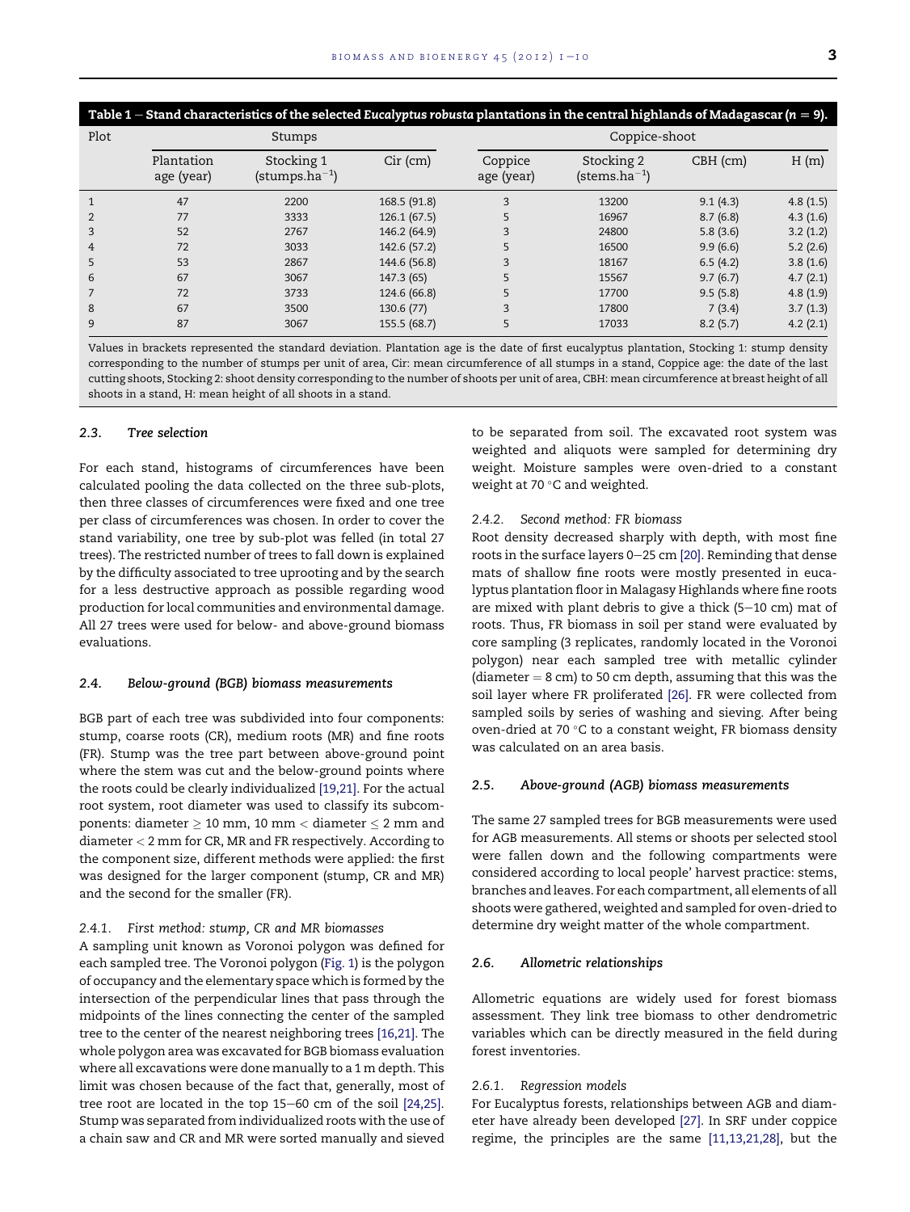**Table 1 – Stand characteristics of the selected *Eucalyptus robusta* plantations in the central highlands of Madagascar ($n = 9$).**

| Plot | Stumps | | | Coppice-shoot | | | |
|---|---|---|---|---|---|---|---|
| | Plantation age (year) | Stocking 1 ($\text{stumps.ha}^{-1}$) | Cir (cm) | Coppice age (year) | Stocking 2 ($\text{stems.ha}^{-1}$) | CBH (cm) | H (m) |
| 1 | 47 | 2200 | 168.5 (91.8) | 3 | 13200 | 9.1 (4.3) | 4.8 (1.5) |
| 2 | 77 | 3333 | 126.1 (67.5) | 5 | 16967 | 8.7 (6.8) | 4.3 (1.6) |
| 3 | 52 | 2767 | 146.2 (64.9) | 3 | 24800 | 5.8 (3.6) | 3.2 (1.2) |
| 4 | 72 | 3033 | 142.6 (57.2) | 5 | 16500 | 9.9 (6.6) | 5.2 (2.6) |
| 5 | 53 | 2867 | 144.6 (56.8) | 3 | 18167 | 6.5 (4.2) | 3.8 (1.6) |
| 6 | 67 | 3067 | 147.3 (65) | 5 | 15567 | 9.7 (6.7) | 4.7 (2.1) |
| 7 | 72 | 3733 | 124.6 (66.8) | 5 | 17700 | 9.5 (5.8) | 4.8 (1.9) |
| 8 | 67 | 3500 | 130.6 (77) | 3 | 17800 | 7 (3.4) | 3.7 (1.3) |
| 9 | 87 | 3067 | 155.5 (68.7) | 5 | 17033 | 8.2 (5.7) | 4.2 (2.1) |

Values in brackets represented the standard deviation. Plantation age is the date of first eucalyptus plantation, Stocking 1: stump density corresponding to the number of stumps per unit of area, Cir: mean circumference of all stumps in a stand, Coppice age: the date of the last cutting shoots, Stocking 2: shoot density corresponding to the number of shoots per unit of area, CBH: mean circumference at breast height of all shoots in a stand, H: mean height of all shoots in a stand.

### 2.3. Tree selection

For each stand, histograms of circumferences have been calculated pooling the data collected on the three sub-plots, then three classes of circumferences were fixed and one tree per class of circumferences was chosen. In order to cover the stand variability, one tree by sub-plot was felled (in total 27 trees). The restricted number of trees to fall down is explained by the difficulty associated to tree uprooting and by the search for a less destructive approach as possible regarding wood production for local communities and environmental damage. All 27 trees were used for below- and above-ground biomass evaluations.

### 2.4. Below-ground (BGB) biomass measurements

BGB part of each tree was subdivided into four components: stump, coarse roots (CR), medium roots (MR) and fine roots (FR). Stump was the tree part between above-ground point where the stem was cut and the below-ground points where the roots could be clearly individualized [19,21]. For the actual root system, root diameter was used to classify its subcomponents: diameter $\geq$ 10 mm, 10 mm $<$ diameter $\leq$ 2 mm and diameter $<$ 2 mm for CR, MR and FR respectively. According to the component size, different methods were applied: the first was designed for the larger component (stump, CR and MR) and the second for the smaller (FR).

#### 2.4.1. First method: stump, CR and MR biomasses

A sampling unit known as Voronoi polygon was defined for each sampled tree. The Voronoi polygon (Fig. 1) is the polygon of occupancy and the elementary space which is formed by the intersection of the perpendicular lines that pass through the midpoints of the lines connecting the center of the sampled tree to the center of the nearest neighboring trees [16,21]. The whole polygon area was excavated for BGB biomass evaluation where all excavations were done manually to a 1 m depth. This limit was chosen because of the fact that, generally, most of tree root are located in the top 15–60 cm of the soil [24,25]. Stump was separated from individualized roots with the use of a chain saw and CR and MR were sorted manually and sieved to be separated from soil. The excavated root system was weighted and aliquots were sampled for determining dry weight. Moisture samples were oven-dried to a constant weight at 70 °C and weighted.

#### 2.4.2. Second method: FR biomass

Root density decreased sharply with depth, with most fine roots in the surface layers 0–25 cm [20]. Reminding that dense mats of shallow fine roots were mostly presented in eucalyptus plantation floor in Malagasy Highlands where fine roots are mixed with plant debris to give a thick (5–10 cm) mat of roots. Thus, FR biomass in soil per stand were evaluated by core sampling (3 replicates, randomly located in the Voronoi polygon) near each sampled tree with metallic cylinder (diameter = 8 cm) to 50 cm depth, assuming that this was the soil layer where FR proliferated [26]. FR were collected from sampled soils by series of washing and sieving. After being oven-dried at 70 °C to a constant weight, FR biomass density was calculated on an area basis.

### 2.5. Above-ground (AGB) biomass measurements

The same 27 sampled trees for BGB measurements were used for AGB measurements. All stems or shoots per selected stool were fallen down and the following compartments were considered according to local people' harvest practice: stems, branches and leaves. For each compartment, all elements of all shoots were gathered, weighted and sampled for oven-dried to determine dry weight matter of the whole compartment.

### 2.6. Allometric relationships

Allometric equations are widely used for forest biomass assessment. They link tree biomass to other dendrometric variables which can be directly measured in the field during forest inventories.

#### 2.6.1. Regression models

For Eucalyptus forests, relationships between AGB and diameter have already been developed [27]. In SRF under coppice regime, the principles are the same [11,13,21,28], but the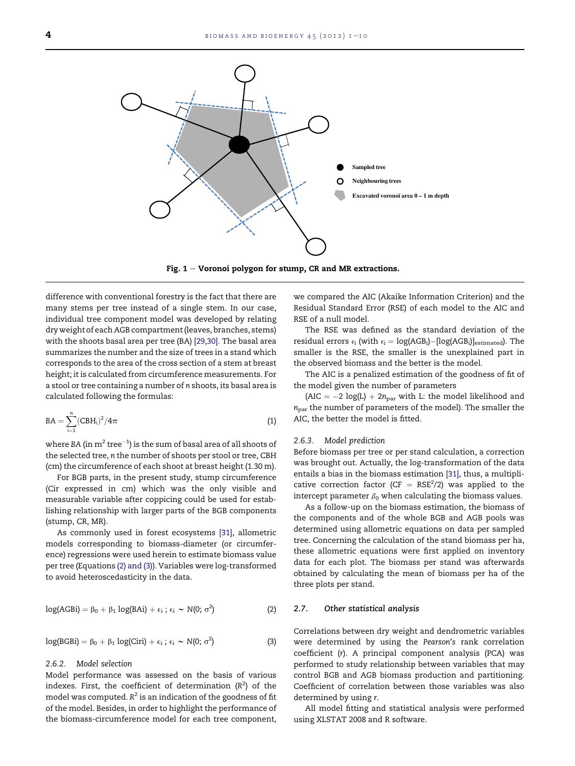Fig. 1 – Voronoi polygon for stump, CR and MR extractions.

difference with conventional forestry is the fact that there are many stems per tree instead of a single stem. In our case, individual tree component model was developed by relating dry weight of each AGB compartment (leaves, branches, stems) with the shoots basal area per tree (BA) [29,30]. The basal area summarizes the number and the size of trees in a stand which corresponds to the area of the cross section of a stem at breast height; it is calculated from circumference measurements. For a stool or tree containing a number of $n$ shoots, its basal area is calculated following the formulas:

$$BA = \sum_{i=1}^{n} (\mathrm{CBH_i})^2 / 4\pi \tag{1}$$

where $BA$ (in $\mathrm{m}^2\ \mathrm{tree}^{-1}$) is the sum of basal area of all shoots of the selected tree, $n$ the number of shoots per stool or tree, CBH (cm) the circumference of each shoot at breast height (1.30 m).

For BGB parts, in the present study, stump circumference (Cir expressed in cm) which was the only visible and measurable variable after coppicing could be used for establishing relationship with larger parts of the BGB components (stump, CR, MR).

As commonly used in forest ecosystems [31], allometric models corresponding to biomass-diameter (or circumference) regressions were used herein to estimate biomass value per tree (Equations (2) and (3)). Variables were log-transformed to avoid heteroscedasticity in the data.

$$\log(\mathrm{AGBi}) = \beta_0 + \beta_1 \log(\mathrm{BAi}) + \epsilon_i\ ;\ \epsilon_i \sim N(0;\ \sigma^2) \tag{2}$$

$$\log(\mathrm{BGBi}) = \beta_0 + \beta_1 \log(\mathrm{Ciri}) + \epsilon_i\ ;\ \epsilon_i \sim N(0;\ \sigma^2) \tag{3}$$

### 2.6.2. Model selection

Model performance was assessed on the basis of various indexes. First, the coefficient of determination ($R^2$) of the model was computed. $R^2$ is an indication of the goodness of fit of the model. Besides, in order to highlight the performance of the biomass-circumference model for each tree component, we compared the AIC (Akaike Information Criterion) and the Residual Standard Error (RSE) of each model to the AIC and RSE of a null model.

The RSE was defined as the standard deviation of the residual errors $\epsilon_i$ (with $\epsilon_i = \log(\mathrm{AGB_i}) - [\log(\mathrm{AGB_i})]_{\mathrm{estimated}}$). The smaller is the RSE, the smaller is the unexplained part in the observed biomass and the better is the model.

The AIC is a penalized estimation of the goodness of fit of the model given the number of parameters

($\mathrm{AIC} = -2\log(L) + 2n_{\mathrm{par}}$ with L: the model likelihood and $n_{\mathrm{par}}$ the number of parameters of the model). The smaller the AIC, the better the model is fitted.

### 2.6.3. Model prediction

Before biomass per tree or per stand calculation, a correction was brought out. Actually, the log-transformation of the data entails a bias in the biomass estimation [31], thus, a multiplicative correction factor ($\mathrm{CF} = \mathrm{RSE}^2/2$) was applied to the intercept parameter $\beta_0$ when calculating the biomass values.

As a follow-up on the biomass estimation, the biomass of the components and of the whole BGB and AGB pools was determined using allometric equations on data per sampled tree. Concerning the calculation of the stand biomass per ha, these allometric equations were first applied on inventory data for each plot. The biomass per stand was afterwards obtained by calculating the mean of biomass per ha of the three plots per stand.

## 2.7. Other statistical analysis

Correlations between dry weight and dendrometric variables were determined by using the *Pearson's* rank correlation coefficient ($r$). A principal component analysis (PCA) was performed to study relationship between variables that may control BGB and AGB biomass production and partitioning. Coefficient of correlation between those variables was also determined by using $r$.

All model fitting and statistical analysis were performed using XLSTAT 2008 and R software.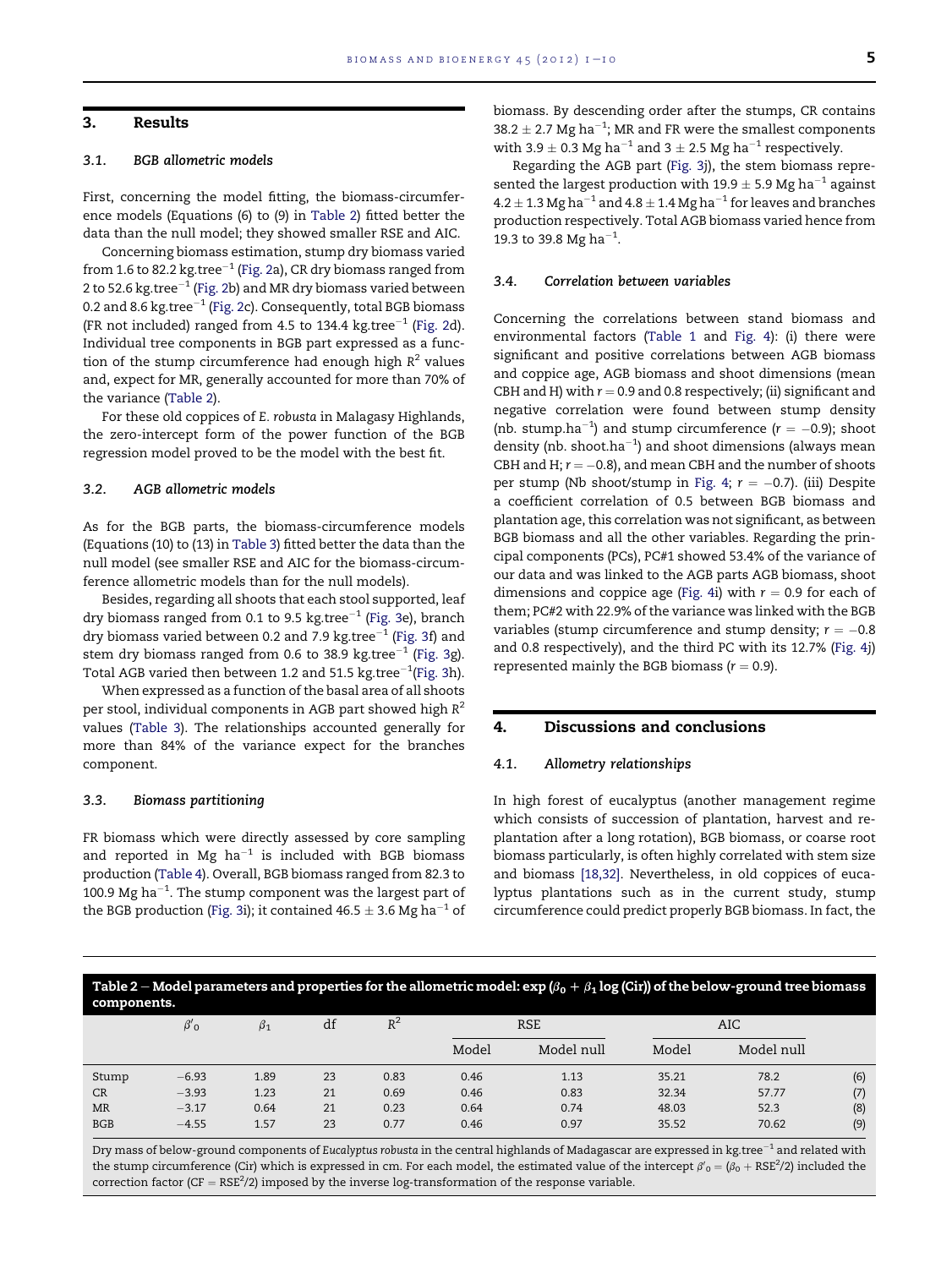## 3. Results

### 3.1. BGB allometric models

First, concerning the model fitting, the biomass-circumference models (Equations (6) to (9) in Table 2) fitted better the data than the null model; they showed smaller RSE and AIC.

Concerning biomass estimation, stump dry biomass varied from 1.6 to 82.2 kg.tree$^{-1}$ (Fig. 2a), CR dry biomass ranged from 2 to 52.6 kg.tree$^{-1}$ (Fig. 2b) and MR dry biomass varied between 0.2 and 8.6 kg.tree$^{-1}$ (Fig. 2c). Consequently, total BGB biomass (FR not included) ranged from 4.5 to 134.4 kg.tree$^{-1}$ (Fig. 2d). Individual tree components in BGB part expressed as a function of the stump circumference had enough high $R^2$ values and, expect for MR, generally accounted for more than 70% of the variance (Table 2).

For these old coppices of *E. robusta* in Malagasy Highlands, the zero-intercept form of the power function of the BGB regression model proved to be the model with the best fit.

### 3.2. AGB allometric models

As for the BGB parts, the biomass-circumference models (Equations (10) to (13) in Table 3) fitted better the data than the null model (see smaller RSE and AIC for the biomass-circumference allometric models than for the null models).

Besides, regarding all shoots that each stool supported, leaf dry biomass ranged from 0.1 to 9.5 kg.tree$^{-1}$ (Fig. 3e), branch dry biomass varied between 0.2 and 7.9 kg.tree$^{-1}$ (Fig. 3f) and stem dry biomass ranged from 0.6 to 38.9 kg.tree$^{-1}$ (Fig. 3g). Total AGB varied then between 1.2 and 51.5 kg.tree$^{-1}$(Fig. 3h).

When expressed as a function of the basal area of all shoots per stool, individual components in AGB part showed high $R^2$ values (Table 3). The relationships accounted generally for more than 84% of the variance expect for the branches component.

### 3.3. Biomass partitioning

FR biomass which were directly assessed by core sampling and reported in Mg ha$^{-1}$ is included with BGB biomass production (Table 4). Overall, BGB biomass ranged from 82.3 to 100.9 Mg ha$^{-1}$. The stump component was the largest part of the BGB production (Fig. 3i); it contained 46.5 ± 3.6 Mg ha$^{-1}$ of biomass. By descending order after the stumps, CR contains 38.2 ± 2.7 Mg ha$^{-1}$; MR and FR were the smallest components with 3.9 ± 0.3 Mg ha$^{-1}$ and 3 ± 2.5 Mg ha$^{-1}$ respectively.

Regarding the AGB part (Fig. 3j), the stem biomass represented the largest production with 19.9 ± 5.9 Mg ha$^{-1}$ against 4.2 ± 1.3 Mg ha$^{-1}$ and 4.8 ± 1.4 Mg ha$^{-1}$ for leaves and branches production respectively. Total AGB biomass varied hence from 19.3 to 39.8 Mg ha$^{-1}$.

### 3.4. Correlation between variables

Concerning the correlations between stand biomass and environmental factors (Table 1 and Fig. 4): (i) there were significant and positive correlations between AGB biomass and coppice age, AGB biomass and shoot dimensions (mean CBH and H) with $r = 0.9$ and 0.8 respectively; (ii) significant and negative correlation were found between stump density (nb. stump.ha$^{-1}$) and stump circumference ($r = -0.9$); shoot density (nb. shoot.ha$^{-1}$) and shoot dimensions (always mean CBH and H; $r = -0.8$), and mean CBH and the number of shoots per stump (Nb shoot/stump in Fig. 4; $r = -0.7$). (iii) Despite a coefficient correlation of 0.5 between BGB biomass and plantation age, this correlation was not significant, as between BGB biomass and all the other variables. Regarding the principal components (PCs), PC#1 showed 53.4% of the variance of our data and was linked to the AGB parts AGB biomass, shoot dimensions and coppice age (Fig. 4i) with $r = 0.9$ for each of them; PC#2 with 22.9% of the variance was linked with the BGB variables (stump circumference and stump density; $r = -0.8$ and 0.8 respectively), and the third PC with its 12.7% (Fig. 4j) represented mainly the BGB biomass ($r = 0.9$).

## 4. Discussions and conclusions

### 4.1. Allometry relationships

In high forest of eucalyptus (another management regime which consists of succession of plantation, harvest and re-plantation after a long rotation), BGB biomass, or coarse root biomass particularly, is often highly correlated with stem size and biomass [18,32]. Nevertheless, in old coppices of eucalyptus plantations such as in the current study, stump circumference could predict properly BGB biomass. In fact, the

**Table 2 – Model parameters and properties for the allometric model: exp ($\beta_0 + \beta_1$ log (Cir)) of the below-ground tree biomass components.**

| | $\beta'_0$ | $\beta_1$ | df | $R^2$ | RSE | | AIC | | |
|---|---|---|---|---|---|---|---|---|---|
| | | | | | Model | Model null | Model | Model null | |
| Stump | −6.93 | 1.89 | 23 | 0.83 | 0.46 | 1.13 | 35.21 | 78.2 | (6) |
| CR | −3.93 | 1.23 | 21 | 0.69 | 0.46 | 0.83 | 32.34 | 57.77 | (7) |
| MR | −3.17 | 0.64 | 21 | 0.23 | 0.64 | 0.74 | 48.03 | 52.3 | (8) |
| BGB | −4.55 | 1.57 | 23 | 0.77 | 0.46 | 0.97 | 35.52 | 70.62 | (9) |

Dry mass of below-ground components of *Eucalyptus robusta* in the central highlands of Madagascar are expressed in kg.tree$^{-1}$ and related with the stump circumference (Cir) which is expressed in cm. For each model, the estimated value of the intercept $\beta'_0 = (\beta_0 + \mathrm{RSE}^2/2)$ included the correction factor ($\mathrm{CF} = \mathrm{RSE}^2/2$) imposed by the inverse log-transformation of the response variable.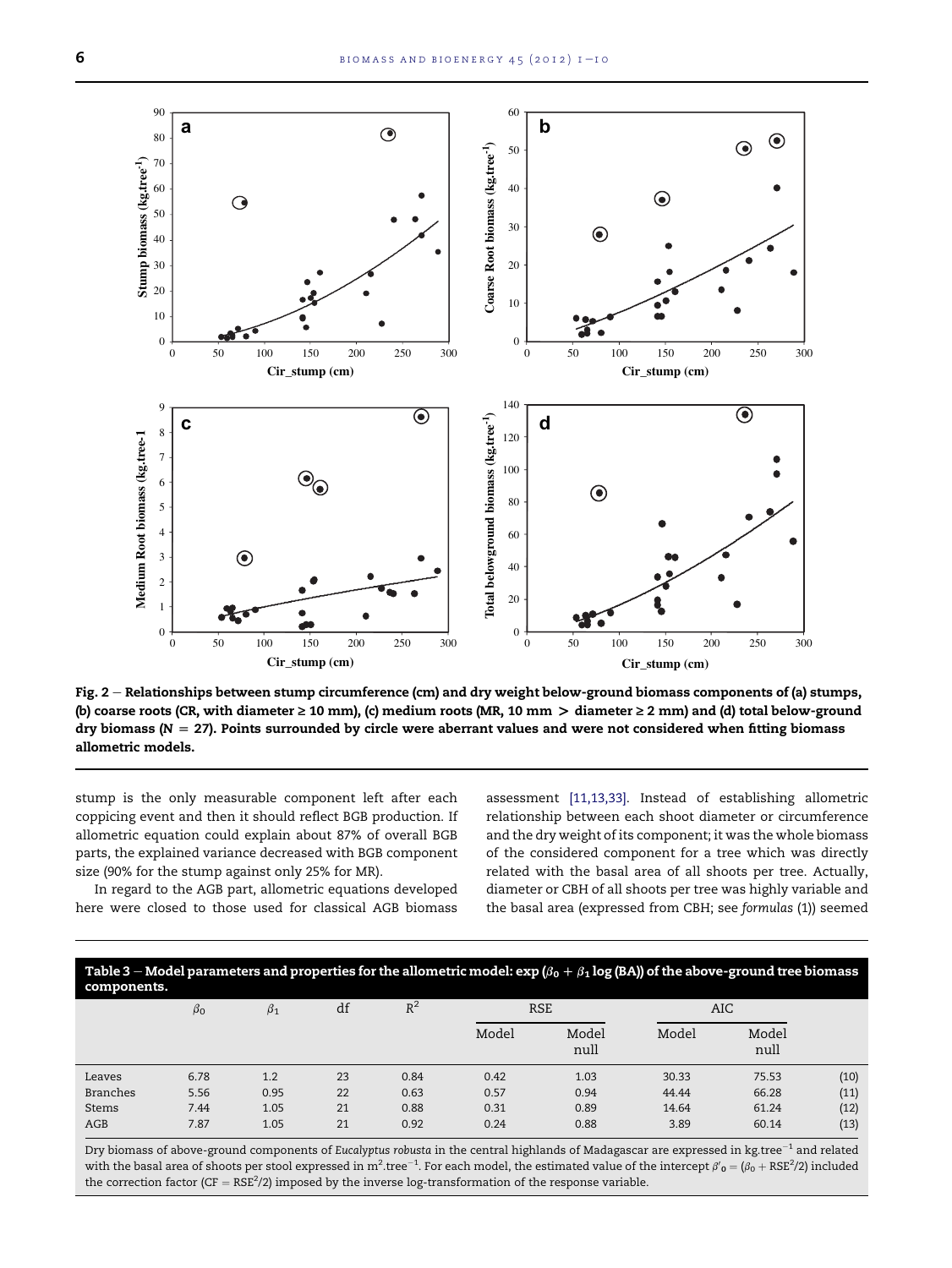Fig. 2 – Relationships between stump circumference (cm) and dry weight below-ground biomass components of (a) stumps, (b) coarse roots (CR, with diameter ≥ 10 mm), (c) medium roots (MR, 10 mm > diameter ≥ 2 mm) and (d) total below-ground dry biomass ($N = 27$). Points surrounded by circle were aberrant values and were not considered when fitting biomass allometric models.

stump is the only measurable component left after each coppicing event and then it should reflect BGB production. If allometric equation could explain about 87% of overall BGB parts, the explained variance decreased with BGB component size (90% for the stump against only 25% for MR).

In regard to the AGB part, allometric equations developed here were closed to those used for classical AGB biomass assessment [11,13,33]. Instead of establishing allometric relationship between each shoot diameter or circumference and the dry weight of its component; it was the whole biomass of the considered component for a tree which was directly related with the basal area of all shoots per tree. Actually, diameter or CBH of all shoots per tree was highly variable and the basal area (expressed from CBH; see *formulas* (1)) seemed

**Table 3 – Model parameters and properties for the allometric model: $\exp(\beta_0 + \beta_1 \log(BA))$ of the above-ground tree biomass components.**

| | $\beta_0$ | $\beta_1$ | df | $R^2$ | RSE | | AIC | | |
|---|---|---|---|---|---|---|---|---|---|
| | | | | | Model | Model null | Model | Model null | |
| Leaves | 6.78 | 1.2 | 23 | 0.84 | 0.42 | 1.03 | 30.33 | 75.53 | (10) |
| Branches | 5.56 | 0.95 | 22 | 0.63 | 0.57 | 0.94 | 44.44 | 66.28 | (11) |
| Stems | 7.44 | 1.05 | 21 | 0.88 | 0.31 | 0.89 | 14.64 | 61.24 | (12) |
| AGB | 7.87 | 1.05 | 21 | 0.92 | 0.24 | 0.88 | 3.89 | 60.14 | (13) |

Dry biomass of above-ground components of *Eucalyptus robusta* in the central highlands of Madagascar are expressed in $kg.tree^{-1}$ and related with the basal area of shoots per stool expressed in $m^2.tree^{-1}$. For each model, the estimated value of the intercept $\beta'_0 = (\beta_0 + RSE^2/2)$ included the correction factor ($CF = RSE^2/2$) imposed by the inverse log-transformation of the response variable.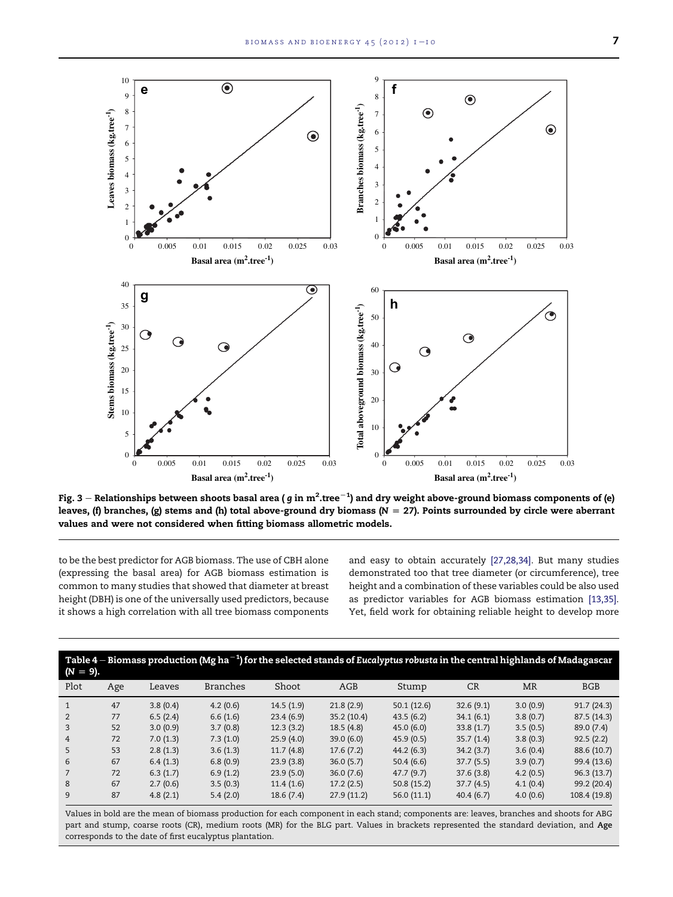Fig. 3 – Relationships between shoots basal area ( $g$ in $m^2.tree^{-1}$) and dry weight above-ground biomass components of (e) leaves, (f) branches, (g) stems and (h) total above-ground dry biomass ($N = 27$). Points surrounded by circle were aberrant values and were not considered when fitting biomass allometric models.

to be the best predictor for AGB biomass. The use of CBH alone (expressing the basal area) for AGB biomass estimation is common to many studies that showed that diameter at breast height (DBH) is one of the universally used predictors, because it shows a high correlation with all tree biomass components and easy to obtain accurately [27,28,34]. But many studies demonstrated too that tree diameter (or circumference), tree height and a combination of these variables could be also used as predictor variables for AGB biomass estimation [13,35]. Yet, field work for obtaining reliable height to develop more

**Table 4 – Biomass production (Mg $ha^{-1}$) for the selected stands of *Eucalyptus robusta* in the central highlands of Madagascar ($N = 9$).**

| Plot | Age | Leaves | Branches | Shoot | AGB | Stump | CR | MR | BGB |
|---|---|---|---|---|---|---|---|---|---|
| 1 | 47 | 3.8 (0.4) | 4.2 (0.6) | 14.5 (1.9) | 21.8 (2.9) | 50.1 (12.6) | 32.6 (9.1) | 3.0 (0.9) | 91.7 (24.3) |
| 2 | 77 | 6.5 (2.4) | 6.6 (1.6) | 23.4 (6.9) | 35.2 (10.4) | 43.5 (6.2) | 34.1 (6.1) | 3.8 (0.7) | 87.5 (14.3) |
| 3 | 52 | 3.0 (0.9) | 3.7 (0.8) | 12.3 (3.2) | 18.5 (4.8) | 45.0 (6.0) | 33.8 (1.7) | 3.5 (0.5) | 89.0 (7.4) |
| 4 | 72 | 7.0 (1.3) | 7.3 (1.0) | 25.9 (4.0) | 39.0 (6.0) | 45.9 (0.5) | 35.7 (1.4) | 3.8 (0.3) | 92.5 (2.2) |
| 5 | 53 | 2.8 (1.3) | 3.6 (1.3) | 11.7 (4.8) | 17.6 (7.2) | 44.2 (6.3) | 34.2 (3.7) | 3.6 (0.4) | 88.6 (10.7) |
| 6 | 67 | 6.4 (1.3) | 6.8 (0.9) | 23.9 (3.8) | 36.0 (5.7) | 50.4 (6.6) | 37.7 (5.5) | 3.9 (0.7) | 99.4 (13.6) |
| 7 | 72 | 6.3 (1.7) | 6.9 (1.2) | 23.9 (5.0) | 36.0 (7.6) | 47.7 (9.7) | 37.6 (3.8) | 4.2 (0.5) | 96.3 (13.7) |
| 8 | 67 | 2.7 (0.6) | 3.5 (0.3) | 11.4 (1.6) | 17.2 (2.5) | 50.8 (15.2) | 37.7 (4.5) | 4.1 (0.4) | 99.2 (20.4) |
| 9 | 87 | 4.8 (2.1) | 5.4 (2.0) | 18.6 (7.4) | 27.9 (11.2) | 56.0 (11.1) | 40.4 (6.7) | 4.0 (0.6) | 108.4 (19.8) |

Values in bold are the mean of biomass production for each component in each stand; components are: leaves, branches and shoots for ABG part and stump, coarse roots (CR), medium roots (MR) for the BLG part. Values in brackets represented the standard deviation, and **Age** corresponds to the date of first eucalyptus plantation.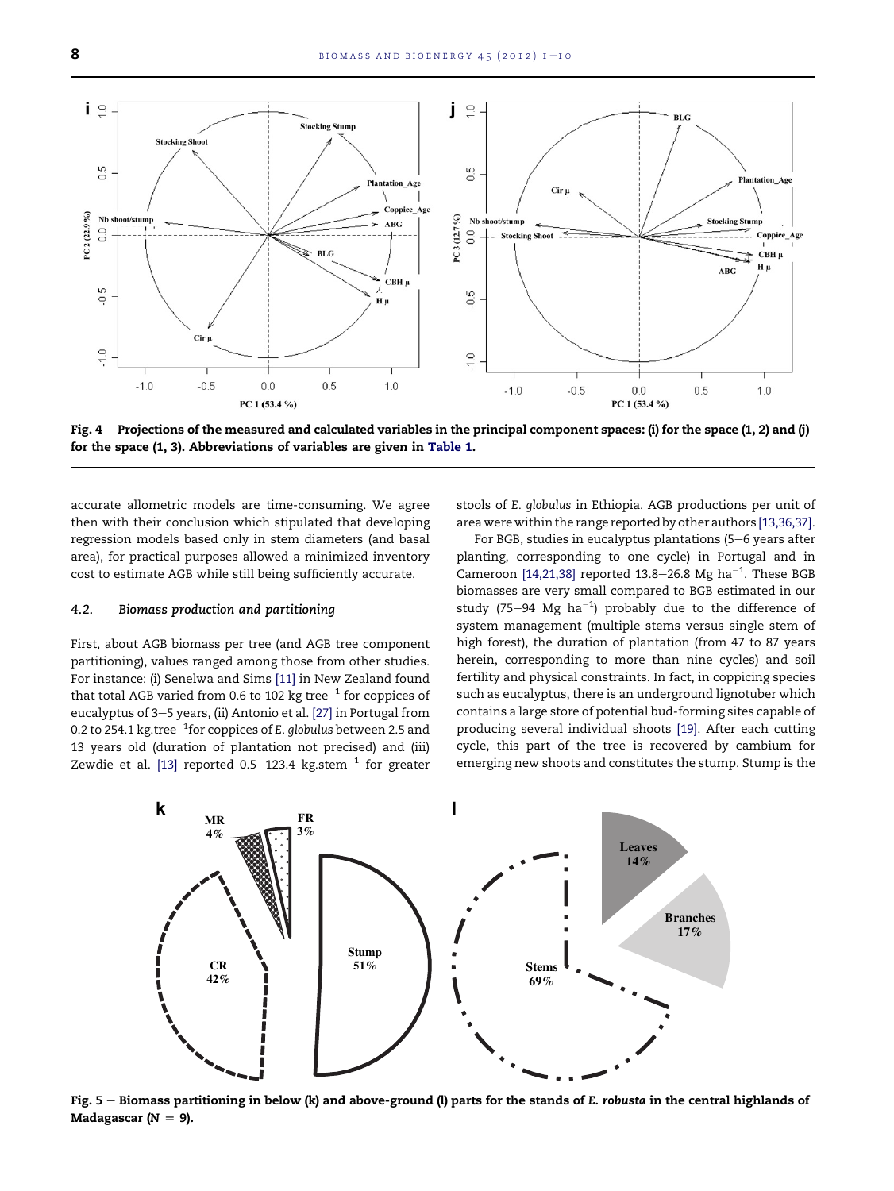Fig. 4 – Projections of the measured and calculated variables in the principal component spaces: (i) for the space (1, 2) and (j) for the space (1, 3). Abbreviations of variables are given in Table 1.

accurate allometric models are time-consuming. We agree then with their conclusion which stipulated that developing regression models based only in stem diameters (and basal area), for practical purposes allowed a minimized inventory cost to estimate AGB while still being sufficiently accurate.

### 4.2. Biomass production and partitioning

First, about AGB biomass per tree (and AGB tree component partitioning), values ranged among those from other studies. For instance: (i) Senelwa and Sims [11] in New Zealand found that total AGB varied from 0.6 to 102 kg tree$^{-1}$ for coppices of eucalyptus of 3–5 years, (ii) Antonio et al. [27] in Portugal from 0.2 to 254.1 kg.tree$^{-1}$for coppices of *E. globulus* between 2.5 and 13 years old (duration of plantation not precised) and (iii) Zewdie et al. [13] reported 0.5–123.4 kg.stem$^{-1}$ for greater stools of *E. globulus* in Ethiopia. AGB productions per unit of area were within the range reported by other authors [13,36,37].

For BGB, studies in eucalyptus plantations (5–6 years after planting, corresponding to one cycle) in Portugal and in Cameroon [14,21,38] reported 13.8–26.8 Mg ha$^{-1}$. These BGB biomasses are very small compared to BGB estimated in our study (75–94 Mg ha$^{-1}$) probably due to the difference of system management (multiple stems versus single stem of high forest), the duration of plantation (from 47 to 87 years herein, corresponding to more than nine cycles) and soil fertility and physical constraints. In fact, in coppicing species such as eucalyptus, there is an underground lignotuber which contains a large store of potential bud-forming sites capable of producing several individual shoots [19]. After each cutting cycle, this part of the tree is recovered by cambium for emerging new shoots and constitutes the stump. Stump is the

Fig. 5 – Biomass partitioning in below (k) and above-ground (l) parts for the stands of *E. robusta* in the central highlands of Madagascar ($N = 9$).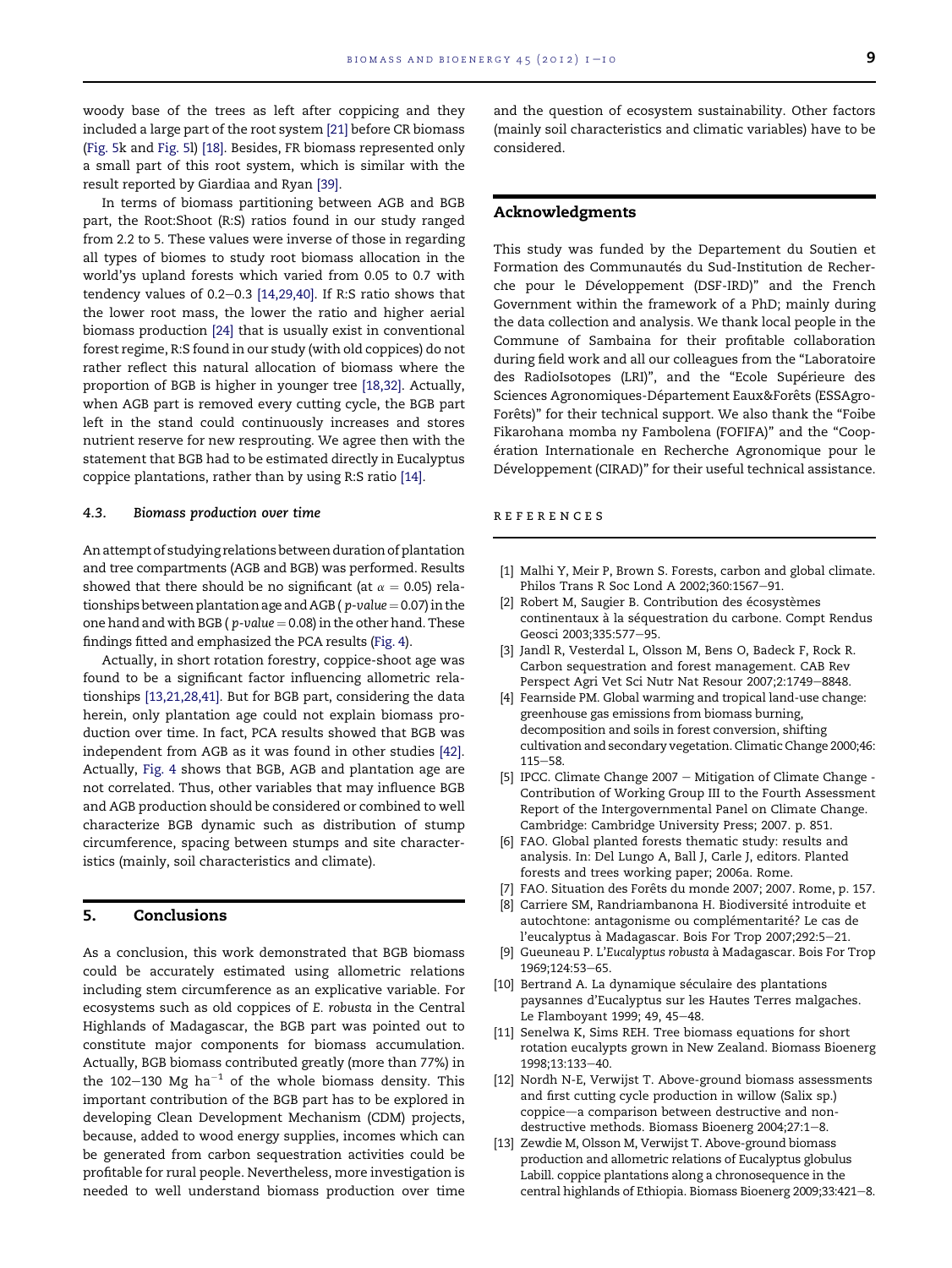woody base of the trees as left after coppicing and they included a large part of the root system [21] before CR biomass (Fig. 5k and Fig. 5l) [18]. Besides, FR biomass represented only a small part of this root system, which is similar with the result reported by Giardiaa and Ryan [39].

In terms of biomass partitioning between AGB and BGB part, the Root:Shoot (R:S) ratios found in our study ranged from 2.2 to 5. These values were inverse of those in regarding all types of biomes to study root biomass allocation in the world'ys upland forests which varied from 0.05 to 0.7 with tendency values of 0.2–0.3 [14,29,40]. If R:S ratio shows that the lower root mass, the lower the ratio and higher aerial biomass production [24] that is usually exist in conventional forest regime, R:S found in our study (with old coppices) do not rather reflect this natural allocation of biomass where the proportion of BGB is higher in younger tree [18,32]. Actually, when AGB part is removed every cutting cycle, the BGB part left in the stand could continuously increases and stores nutrient reserve for new resprouting. We agree then with the statement that BGB had to be estimated directly in Eucalyptus coppice plantations, rather than by using R:S ratio [14].

### 4.3. Biomass production over time

An attempt of studying relations between duration of plantation and tree compartments (AGB and BGB) was performed. Results showed that there should be no significant (at $\alpha = 0.05$) relationships between plantation age and AGB ( $p$-$value = 0.07$) in the one hand and with BGB ( $p$-$value = 0.08$) in the other hand. These findings fitted and emphasized the PCA results (Fig. 4).

Actually, in short rotation forestry, coppice-shoot age was found to be a significant factor influencing allometric relationships [13,21,28,41]. But for BGB part, considering the data herein, only plantation age could not explain biomass production over time. In fact, PCA results showed that BGB was independent from AGB as it was found in other studies [42]. Actually, Fig. 4 shows that BGB, AGB and plantation age are not correlated. Thus, other variables that may influence BGB and AGB production should be considered or combined to well characterize BGB dynamic such as distribution of stump circumference, spacing between stumps and site characteristics (mainly, soil characteristics and climate).

## 5. Conclusions

As a conclusion, this work demonstrated that BGB biomass could be accurately estimated using allometric relations including stem circumference as an explicative variable. For ecosystems such as old coppices of *E. robusta* in the Central Highlands of Madagascar, the BGB part was pointed out to constitute major components for biomass accumulation. Actually, BGB biomass contributed greatly (more than 77%) in the 102–130 Mg ha$^{-1}$ of the whole biomass density. This important contribution of the BGB part has to be explored in developing Clean Development Mechanism (CDM) projects, because, added to wood energy supplies, incomes which can be generated from carbon sequestration activities could be profitable for rural people. Nevertheless, more investigation is needed to well understand biomass production over time and the question of ecosystem sustainability. Other factors (mainly soil characteristics and climatic variables) have to be considered.

## Acknowledgments

This study was funded by the Departement du Soutien et Formation des Communautés du Sud-Institution de Recherche pour le Développement (DSF-IRD)" and the French Government within the framework of a PhD; mainly during the data collection and analysis. We thank local people in the Commune of Sambaina for their profitable collaboration during field work and all our colleagues from the "Laboratoire des RadioIsotopes (LRI)", and the "Ecole Supérieure des Sciences Agronomiques-Département Eaux&Forêts (ESSAgro-Forêts)" for their technical support. We also thank the "Foibe Fikarohana momba ny Fambolena (FOFIFA)" and the "Coopération Internationale en Recherche Agronomique pour le Développement (CIRAD)" for their useful technical assistance.

## References

[1] Malhi Y, Meir P, Brown S. Forests, carbon and global climate. Philos Trans R Soc Lond A 2002;360:1567–91.

[2] Robert M, Saugier B. Contribution des écosystèmes continentaux à la séquestration du carbone. Compt Rendus Geosci 2003;335:577–95.

[3] Jandl R, Vesterdal L, Olsson M, Bens O, Badeck F, Rock R. Carbon sequestration and forest management. CAB Rev Perspect Agri Vet Sci Nutr Nat Resour 2007;2:1749–8848.

[4] Fearnside PM. Global warming and tropical land-use change: greenhouse gas emissions from biomass burning, decomposition and soils in forest conversion, shifting cultivation and secondary vegetation. Climatic Change 2000;46: 115–58.

[5] IPCC. Climate Change 2007 – Mitigation of Climate Change - Contribution of Working Group III to the Fourth Assessment Report of the Intergovernmental Panel on Climate Change. Cambridge: Cambridge University Press; 2007. p. 851.

[6] FAO. Global planted forests thematic study: results and analysis. In: Del Lungo A, Ball J, Carle J, editors. Planted forests and trees working paper; 2006a. Rome.

[7] FAO. Situation des Forêts du monde 2007; 2007. Rome, p. 157.

[8] Carriere SM, Randriambanona H. Biodiversité introduite et autochtone: antagonisme ou complémentarité? Le cas de l'eucalyptus à Madagascar. Bois For Trop 2007;292:5–21.

[9] Gueuneau P. L'*Eucalyptus robusta* à Madagascar. Bois For Trop 1969;124:53–65.

[10] Bertrand A. La dynamique séculaire des plantations paysannes d'Eucalyptus sur les Hautes Terres malgaches. Le Flamboyant 1999; 49, 45–48.

[11] Senelwa K, Sims REH. Tree biomass equations for short rotation eucalypts grown in New Zealand. Biomass Bioenerg 1998;13:133–40.

[12] Nordh N-E, Verwijst T. Above-ground biomass assessments and first cutting cycle production in willow (Salix sp.) coppice—a comparison between destructive and non-destructive methods. Biomass Bioenerg 2004;27:1–8.

[13] Zewdie M, Olsson M, Verwijst T. Above-ground biomass production and allometric relations of Eucalyptus globulus Labill. coppice plantations along a chronosequence in the central highlands of Ethiopia. Biomass Bioenerg 2009;33:421–8.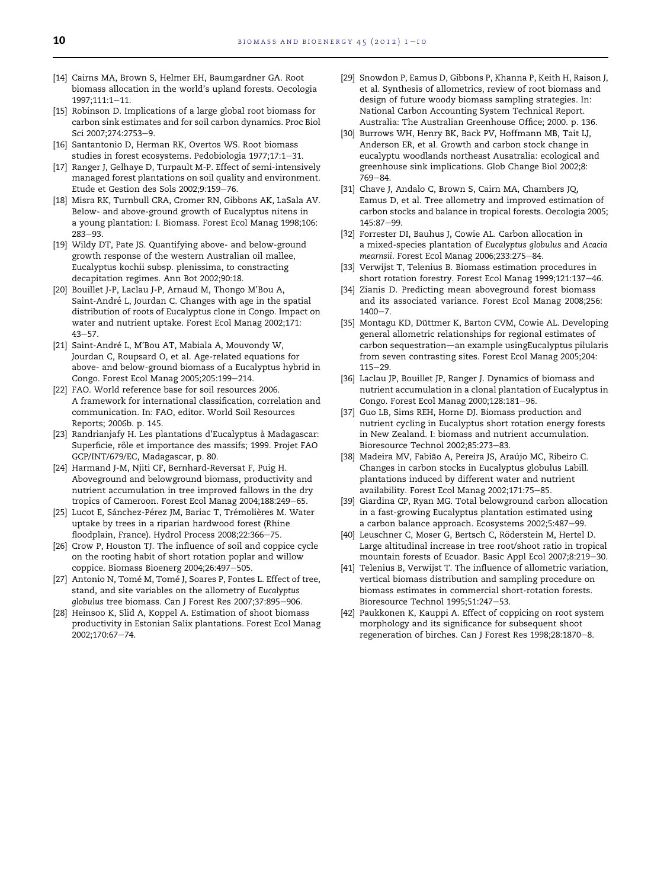[14] Cairns MA, Brown S, Helmer EH, Baumgardner GA. Root biomass allocation in the world's upland forests. Oecologia 1997;111:1–11.

[15] Robinson D. Implications of a large global root biomass for carbon sink estimates and for soil carbon dynamics. Proc Biol Sci 2007;274:2753–9.

[16] Santantonio D, Herman RK, Overtos WS. Root biomass studies in forest ecosystems. Pedobiologia 1977;17:1–31.

[17] Ranger J, Gelhaye D, Turpault M-P. Effect of semi-intensively managed forest plantations on soil quality and environment. Etude et Gestion des Sols 2002;9:159–76.

[18] Misra RK, Turnbull CRA, Cromer RN, Gibbons AK, LaSala AV. Below- and above-ground growth of Eucalyptus nitens in a young plantation: I. Biomass. Forest Ecol Manag 1998;106: 283–93.

[19] Wildy DT, Pate JS. Quantifying above- and below-ground growth response of the western Australian oil mallee, Eucalyptus kochii subsp. plenissima, to constracting decapitation regimes. Ann Bot 2002;90:18.

[20] Bouillet J-P, Laclau J-P, Arnaud M, Thongo M'Bou A, Saint-André L, Jourdan C. Changes with age in the spatial distribution of roots of Eucalyptus clone in Congo. Impact on water and nutrient uptake. Forest Ecol Manag 2002;171: 43–57.

[21] Saint-André L, M'Bou AT, Mabiala A, Mouvondy W, Jourdan C, Roupsard O, et al. Age-related equations for above- and below-ground biomass of a Eucalyptus hybrid in Congo. Forest Ecol Manag 2005;205:199–214.

[22] FAO. World reference base for soil resources 2006. A framework for international classification, correlation and communication. In: FAO, editor. World Soil Resources Reports; 2006b. p. 145.

[23] Randrianjafy H. Les plantations d'Eucalyptus à Madagascar: Superficie, rôle et importance des massifs; 1999. Projet FAO GCP/INT/679/EC, Madagascar, p. 80.

[24] Harmand J-M, Njiti CF, Bernhard-Reversat F, Puig H. Aboveground and belowground biomass, productivity and nutrient accumulation in tree improved fallows in the dry tropics of Cameroon. Forest Ecol Manag 2004;188:249–65.

[25] Lucot E, Sánchez-Pérez JM, Bariac T, Trémolières M. Water uptake by trees in a riparian hardwood forest (Rhine floodplain, France). Hydrol Process 2008;22:366–75.

[26] Crow P, Houston TJ. The influence of soil and coppice cycle on the rooting habit of short rotation poplar and willow coppice. Biomass Bioenerg 2004;26:497–505.

[27] Antonio N, Tomé M, Tomé J, Soares P, Fontes L. Effect of tree, stand, and site variables on the allometry of *Eucalyptus globulus* tree biomass. Can J Forest Res 2007;37:895–906.

[28] Heinsoo K, Slid A, Koppel A. Estimation of shoot biomass productivity in Estonian Salix plantations. Forest Ecol Manag 2002;170:67–74.

[29] Snowdon P, Eamus D, Gibbons P, Khanna P, Keith H, Raison J, et al. Synthesis of allometrics, review of root biomass and design of future woody biomass sampling strategies. In: National Carbon Accounting System Technical Report. Australia: The Australian Greenhouse Office; 2000. p. 136.

[30] Burrows WH, Henry BK, Back PV, Hoffmann MB, Tait LJ, Anderson ER, et al. Growth and carbon stock change in eucalyptu woodlands northeast Ausatralia: ecological and greenhouse sink implications. Glob Change Biol 2002;8: 769–84.

[31] Chave J, Andalo C, Brown S, Cairn MA, Chambers JQ, Eamus D, et al. Tree allometry and improved estimation of carbon stocks and balance in tropical forests. Oecologia 2005; 145:87–99.

[32] Forrester DI, Bauhus J, Cowie AL. Carbon allocation in a mixed-species plantation of *Eucalyptus globulus* and *Acacia mearnsii*. Forest Ecol Manag 2006;233:275–84.

[33] Verwijst T, Telenius B. Biomass estimation procedures in short rotation forestry. Forest Ecol Manag 1999;121:137–46.

[34] Zianis D. Predicting mean aboveground forest biomass and its associated variance. Forest Ecol Manag 2008;256: 1400–7.

[35] Montagu KD, Düttmer K, Barton CVM, Cowie AL. Developing general allometric relationships for regional estimates of carbon sequestration—an example usingEucalyptus pilularis from seven contrasting sites. Forest Ecol Manag 2005;204: 115–29.

[36] Laclau JP, Bouillet JP, Ranger J. Dynamics of biomass and nutrient accumulation in a clonal plantation of Eucalyptus in Congo. Forest Ecol Manag 2000;128:181–96.

[37] Guo LB, Sims REH, Horne DJ. Biomass production and nutrient cycling in Eucalyptus short rotation energy forests in New Zealand. I: biomass and nutrient accumulation. Bioresource Technol 2002;85:273–83.

[38] Madeira MV, Fabião A, Pereira JS, Araújo MC, Ribeiro C. Changes in carbon stocks in Eucalyptus globulus Labill. plantations induced by different water and nutrient availability. Forest Ecol Manag 2002;171:75–85.

[39] Giardina CP, Ryan MG. Total belowground carbon allocation in a fast-growing Eucalyptus plantation estimated using a carbon balance approach. Ecosystems 2002;5:487–99.

[40] Leuschner C, Moser G, Bertsch C, Röderstein M, Hertel D. Large altitudinal increase in tree root/shoot ratio in tropical mountain forests of Ecuador. Basic Appl Ecol 2007;8:219–30.

[41] Telenius B, Verwijst T. The influence of allometric variation, vertical biomass distribution and sampling procedure on biomass estimates in commercial short-rotation forests. Bioresource Technol 1995;51:247–53.

[42] Paukkonen K, Kauppi A. Effect of coppicing on root system morphology and its significance for subsequent shoot regeneration of birches. Can J Forest Res 1998;28:1870–8.